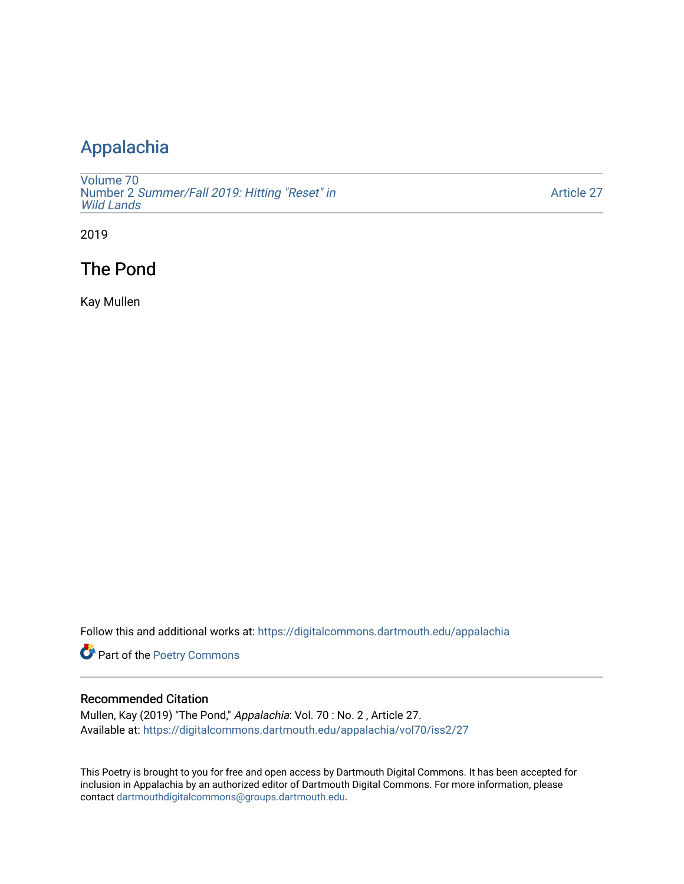# Appalachia

Volume 70
Number 2 *Summer/Fall 2019: Hitting "Reset" in Wild Lands*

Article 27

2019

## The Pond

Kay Mullen

Follow this and additional works at: https://digitalcommons.dartmouth.edu/appalachia

Part of the Poetry Commons

### Recommended Citation

Mullen, Kay (2019) "The Pond," *Appalachia*: Vol. 70 : No. 2 , Article 27.
Available at: https://digitalcommons.dartmouth.edu/appalachia/vol70/iss2/27

This Poetry is brought to you for free and open access by Dartmouth Digital Commons. It has been accepted for inclusion in Appalachia by an authorized editor of Dartmouth Digital Commons. For more information, please contact dartmouthdigitalcommons@groups.dartmouth.edu.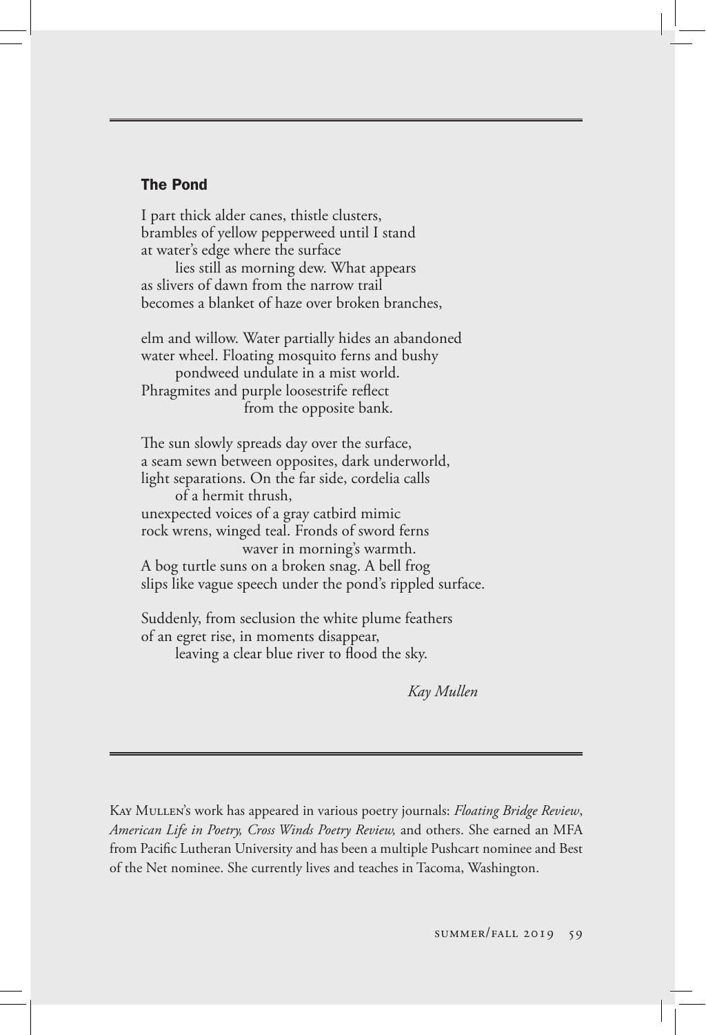### The Pond

I part thick alder canes, thistle clusters,
brambles of yellow pepperweed until I stand
at water's edge where the surface
    lies still as morning dew. What appears
as slivers of dawn from the narrow trail
becomes a blanket of haze over broken branches,

elm and willow. Water partially hides an abandoned
water wheel. Floating mosquito ferns and bushy
    pondweed undulate in a mist world.
Phragmites and purple loosestrife reflect
            from the opposite bank.

The sun slowly spreads day over the surface,
a seam sewn between opposites, dark underworld,
light separations. On the far side, cordelia calls
    of a hermit thrush,
unexpected voices of a gray catbird mimic
rock wrens, winged teal. Fronds of sword ferns
            waver in morning's warmth.
A bog turtle suns on a broken snag. A bell frog
slips like vague speech under the pond's rippled surface.

Suddenly, from seclusion the white plume feathers
of an egret rise, in moments disappear,
    leaving a clear blue river to flood the sky.

*Kay Mullen*

---

Kay Mullen's work has appeared in various poetry journals: *Floating Bridge Review*, *American Life in Poetry, Cross Winds Poetry Review,* and others. She earned an MFA from Pacific Lutheran University and has been a multiple Pushcart nominee and Best of the Net nominee. She currently lives and teaches in Tacoma, Washington.